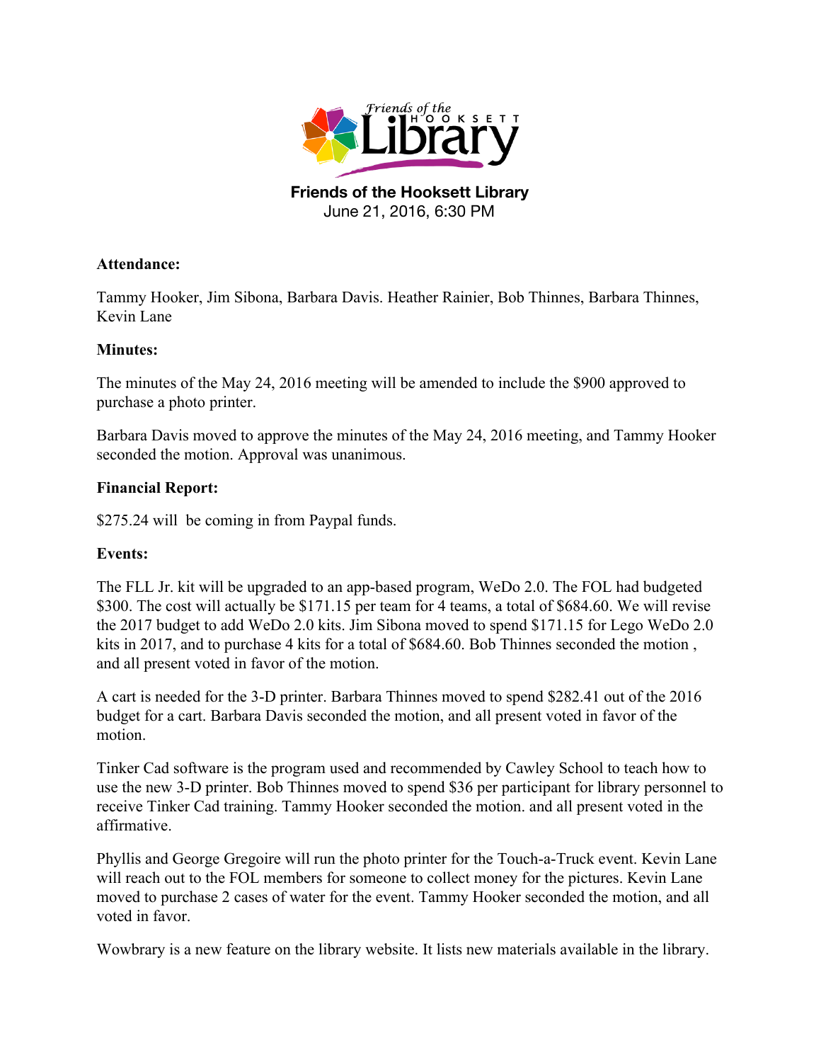**Friends of the Hooksett Library**
June 21, 2016, 6:30 PM

**Attendance:**

Tammy Hooker, Jim Sibona, Barbara Davis. Heather Rainier, Bob Thinnes, Barbara Thinnes, Kevin Lane

**Minutes:**

The minutes of the May 24, 2016 meeting will be amended to include the $900 approved to purchase a photo printer.

Barbara Davis moved to approve the minutes of the May 24, 2016 meeting, and Tammy Hooker seconded the motion. Approval was unanimous.

**Financial Report:**

$275.24 will be coming in from Paypal funds.

**Events:**

The FLL Jr. kit will be upgraded to an app-based program, WeDo 2.0. The FOL had budgeted $300. The cost will actually be $171.15 per team for 4 teams, a total of $684.60. We will revise the 2017 budget to add WeDo 2.0 kits. Jim Sibona moved to spend $171.15 for Lego WeDo 2.0 kits in 2017, and to purchase 4 kits for a total of $684.60. Bob Thinnes seconded the motion , and all present voted in favor of the motion.

A cart is needed for the 3-D printer. Barbara Thinnes moved to spend $282.41 out of the 2016 budget for a cart. Barbara Davis seconded the motion, and all present voted in favor of the motion.

Tinker Cad software is the program used and recommended by Cawley School to teach how to use the new 3-D printer. Bob Thinnes moved to spend $36 per participant for library personnel to receive Tinker Cad training. Tammy Hooker seconded the motion. and all present voted in the affirmative.

Phyllis and George Gregoire will run the photo printer for the Touch-a-Truck event. Kevin Lane will reach out to the FOL members for someone to collect money for the pictures. Kevin Lane moved to purchase 2 cases of water for the event. Tammy Hooker seconded the motion, and all voted in favor.

Wowbrary is a new feature on the library website. It lists new materials available in the library.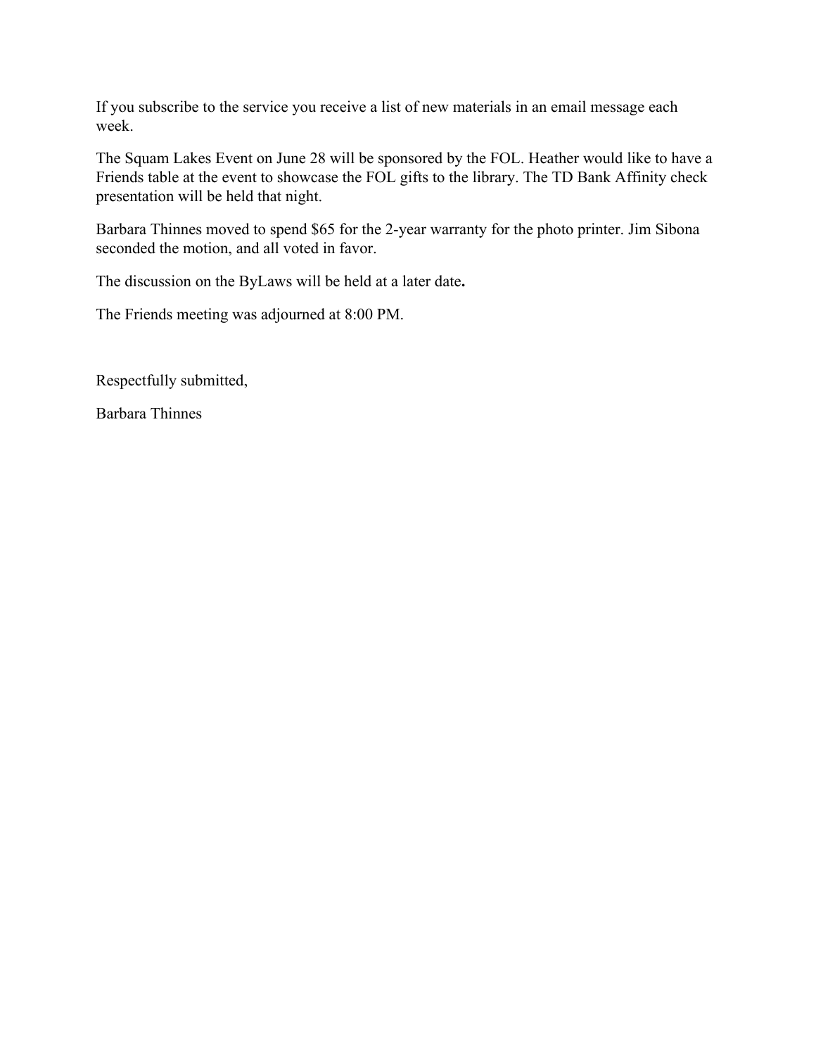If you subscribe to the service you receive a list of new materials in an email message each week.

The Squam Lakes Event on June 28 will be sponsored by the FOL. Heather would like to have a Friends table at the event to showcase the FOL gifts to the library. The TD Bank Affinity check presentation will be held that night.

Barbara Thinnes moved to spend $65 for the 2-year warranty for the photo printer. Jim Sibona seconded the motion, and all voted in favor.

The discussion on the ByLaws will be held at a later date.

The Friends meeting was adjourned at 8:00 PM.

Respectfully submitted,

Barbara Thinnes